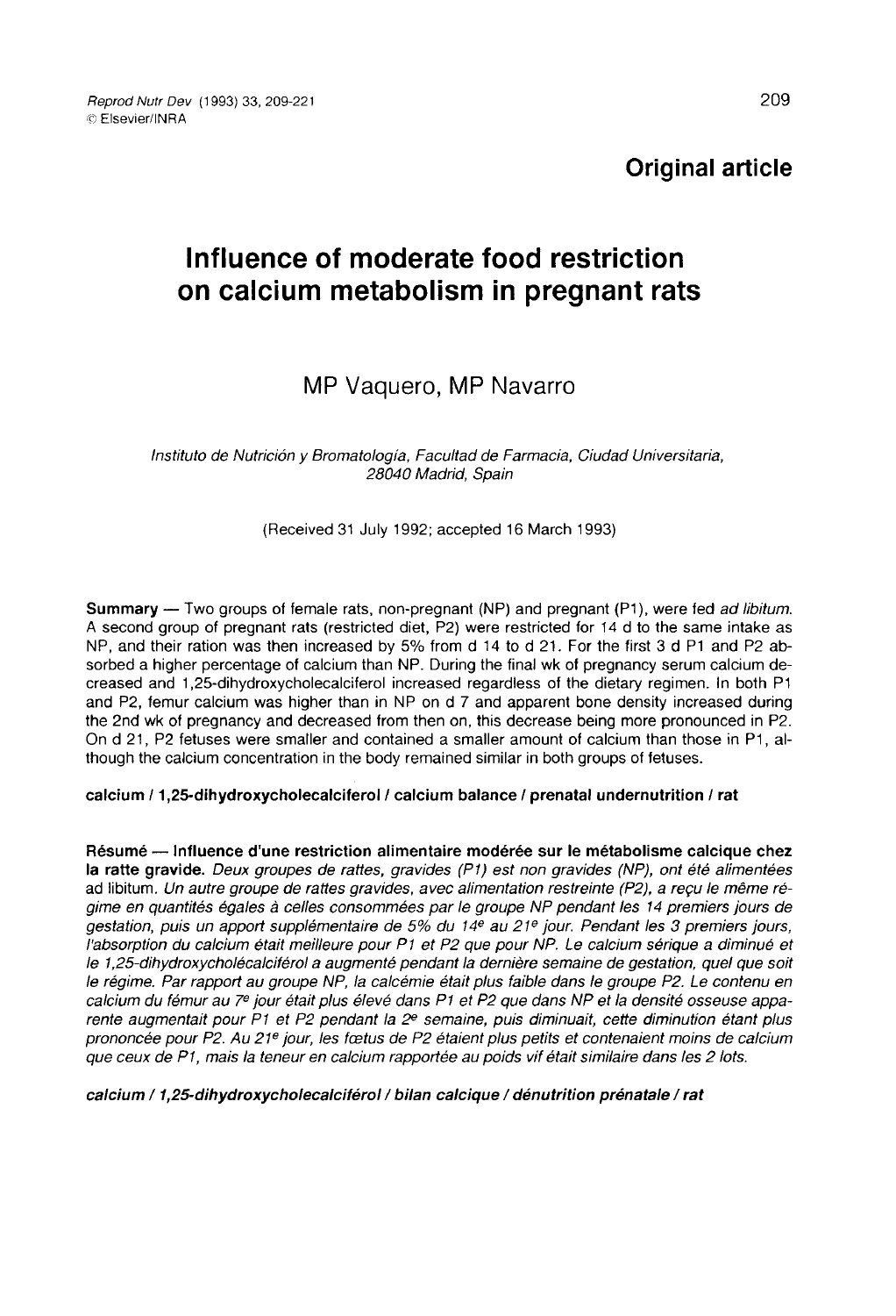Original article

# Influence of moderate food restriction on calcium metabolism in pregnant rats

MP Vaquero, MP Navarro

*Instituto de Nutrición y Bromatología, Facultad de Farmacia, Ciudad Universitaria, 28040 Madrid, Spain*

(Received 31 July 1992; accepted 16 March 1993)

**Summary** — Two groups of female rats, non-pregnant (NP) and pregnant (P1), were fed *ad libitum*. A second group of pregnant rats (restricted diet, P2) were restricted for 14 d to the same intake as NP, and their ration was then increased by 5% from d 14 to d 21. For the first 3 d P1 and P2 absorbed a higher percentage of calcium than NP. During the final wk of pregnancy serum calcium decreased and 1,25-dihydroxycholecalciferol increased regardless of the dietary regimen. In both P1 and P2, femur calcium was higher than in NP on d 7 and apparent bone density increased during the 2nd wk of pregnancy and decreased from then on, this decrease being more pronounced in P2. On d 21, P2 fetuses were smaller and contained a smaller amount of calcium than those in P1, although the calcium concentration in the body remained similar in both groups of fetuses.

**calcium / 1,25-dihydroxycholecalciferol / calcium balance / prenatal undernutrition / rat**

**Résumé** — **Influence d'une restriction alimentaire modérée sur le métabolisme calcique chez la ratte gravide.** *Deux groupes de rattes, gravides (P1) est non gravides (NP), ont été alimentées* ad libitum. *Un autre groupe de rattes gravides, avec alimentation restreinte (P2), a reçu le même régime en quantités égales à celles consommées par le groupe NP pendant les 14 premiers jours de gestation, puis un apport supplémentaire de 5% du 14ᵉ au 21ᵉ jour. Pendant les 3 premiers jours, l'absorption du calcium était meilleure pour P1 et P2 que pour NP. Le calcium sérique a diminué et le 1,25-dihydroxycholécalciférol a augmenté pendant la dernière semaine de gestation, quel que soit le régime. Par rapport au groupe NP, la calcémie était plus faible dans le groupe P2. Le contenu en calcium du fémur au 7ᵉ jour était plus élevé dans P1 et P2 que dans NP et la densité osseuse apparente augmentait pour P1 et P2 pendant la 2ᵉ semaine, puis diminuait, cette diminution étant plus prononcée pour P2. Au 21ᵉ jour, les fœtus de P2 étaient plus petits et contenaient moins de calcium que ceux de P1, mais la teneur en calcium rapportée au poids vif était similaire dans les 2 lots.*

**calcium / 1,25-dihydroxycholécalciférol / bilan calcique / dénutrition prénatale / rat**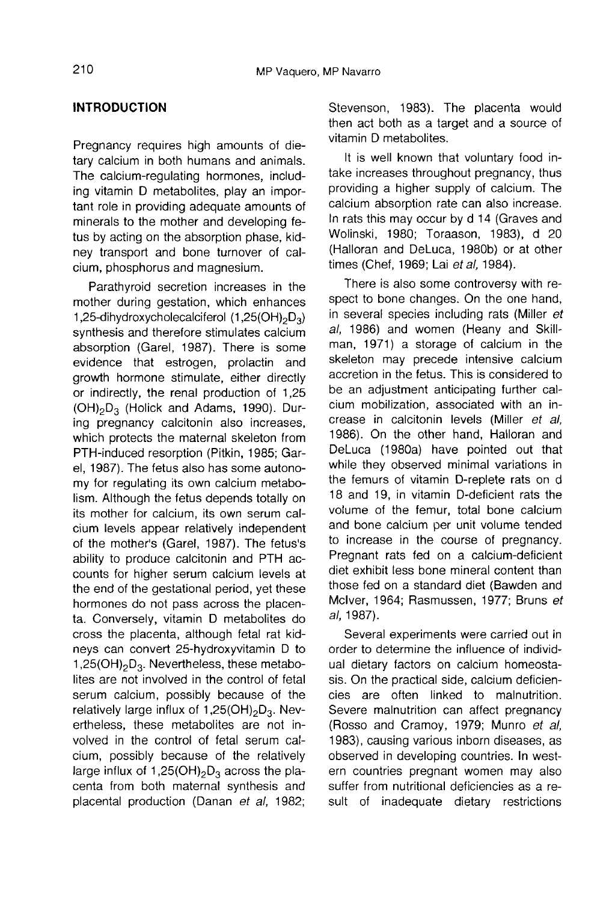## INTRODUCTION

Pregnancy requires high amounts of dietary calcium in both humans and animals. The calcium-regulating hormones, including vitamin D metabolites, play an important role in providing adequate amounts of minerals to the mother and developing fetus by acting on the absorption phase, kidney transport and bone turnover of calcium, phosphorus and magnesium.

Parathyroid secretion increases in the mother during gestation, which enhances 1,25-dihydroxycholecalciferol ($1,25(OH)_2D_3$) synthesis and therefore stimulates calcium absorption (Garel, 1987). There is some evidence that estrogen, prolactin and growth hormone stimulate, either directly or indirectly, the renal production of $1,25(OH)_2D_3$ (Holick and Adams, 1990). During pregnancy calcitonin also increases, which protects the maternal skeleton from PTH-induced resorption (Pitkin, 1985; Garel, 1987). The fetus also has some autonomy for regulating its own calcium metabolism. Although the fetus depends totally on its mother for calcium, its own serum calcium levels appear relatively independent of the mother's (Garel, 1987). The fetus's ability to produce calcitonin and PTH accounts for higher serum calcium levels at the end of the gestational period, yet these hormones do not pass across the placenta. Conversely, vitamin D metabolites do cross the placenta, although fetal rat kidneys can convert 25-hydroxyvitamin D to $1,25(OH)_2D_3$. Nevertheless, these metabolites are not involved in the control of fetal serum calcium, possibly because of the relatively large influx of $1,25(OH)_2D_3$. Nevertheless, these metabolites are not involved in the control of fetal serum calcium, possibly because of the relatively large influx of $1,25(OH)_2D_3$ across the placenta from both maternal synthesis and placental production (Danan *et al*, 1982; Stevenson, 1983). The placenta would then act both as a target and a source of vitamin D metabolites.

It is well known that voluntary food intake increases throughout pregnancy, thus providing a higher supply of calcium. The calcium absorption rate can also increase. In rats this may occur by d 14 (Graves and Wolinski, 1980; Toraason, 1983), d 20 (Halloran and DeLuca, 1980b) or at other times (Chef, 1969; Lai *et al*, 1984).

There is also some controversy with respect to bone changes. On the one hand, in several species including rats (Miller *et al*, 1986) and women (Heany and Skillman, 1971) a storage of calcium in the skeleton may precede intensive calcium accretion in the fetus. This is considered to be an adjustment anticipating further calcium mobilization, associated with an increase in calcitonin levels (Miller *et al*, 1986). On the other hand, Halloran and DeLuca (1980a) have pointed out that while they observed minimal variations in the femurs of vitamin D-replete rats on d 18 and 19, in vitamin D-deficient rats the volume of the femur, total bone calcium and bone calcium per unit volume tended to increase in the course of pregnancy. Pregnant rats fed on a calcium-deficient diet exhibit less bone mineral content than those fed on a standard diet (Bawden and McIver, 1964; Rasmussen, 1977; Bruns *et al*, 1987).

Several experiments were carried out in order to determine the influence of individual dietary factors on calcium homeostasis. On the practical side, calcium deficiencies are often linked to malnutrition. Severe malnutrition can affect pregnancy (Rosso and Cramoy, 1979; Munro *et al*, 1983), causing various inborn diseases, as observed in developing countries. In western countries pregnant women may also suffer from nutritional deficiencies as a result of inadequate dietary restrictions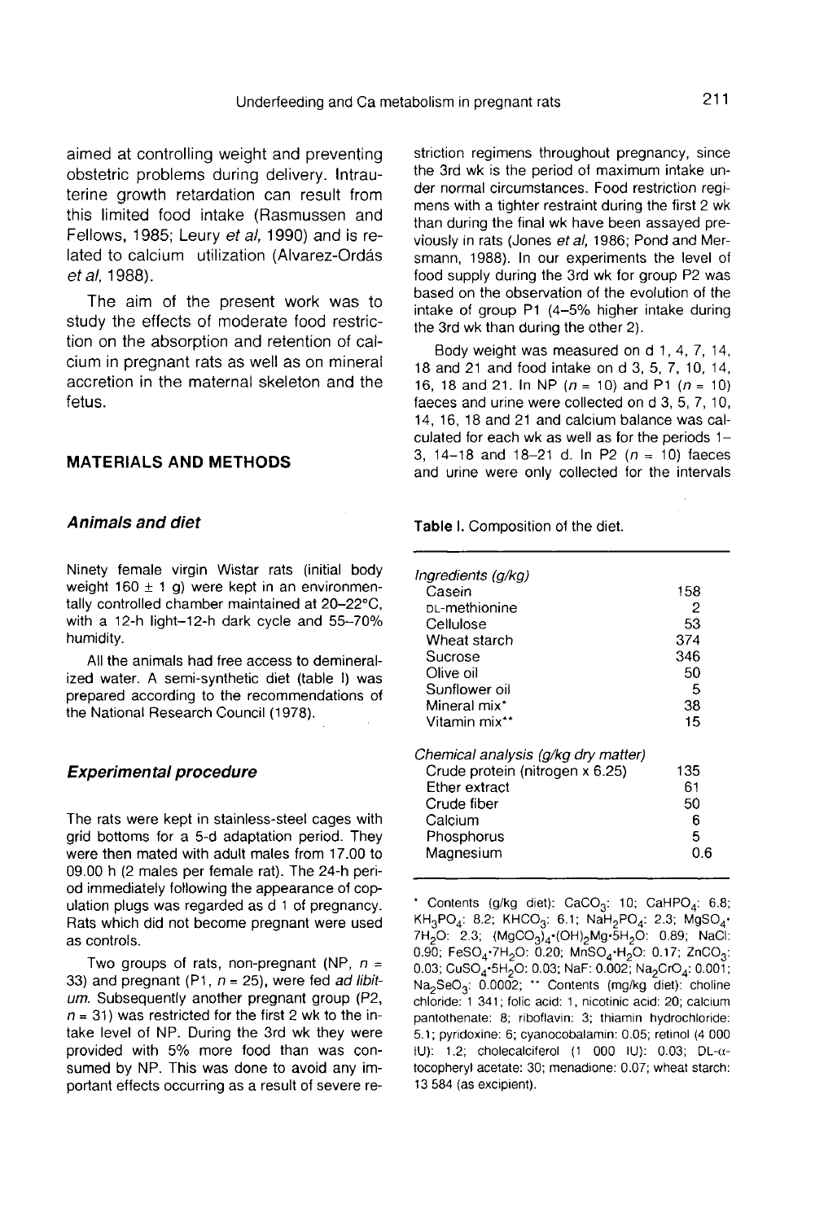aimed at controlling weight and preventing obstetric problems during delivery. Intrauterine growth retardation can result from this limited food intake (Rasmussen and Fellows, 1985; Leury *et al*, 1990) and is related to calcium utilization (Alvarez-Ordás *et al*, 1988).

The aim of the present work was to study the effects of moderate food restriction on the absorption and retention of calcium in pregnant rats as well as on mineral accretion in the maternal skeleton and the fetus.

## MATERIALS AND METHODS

### Animals and diet

Ninety female virgin Wistar rats (initial body weight 160 ± 1 g) were kept in an environmentally controlled chamber maintained at 20–22°C, with a 12-h light–12-h dark cycle and 55–70% humidity.

All the animals had free access to demineralized water. A semi-synthetic diet (table I) was prepared according to the recommendations of the National Research Council (1978).

### Experimental procedure

The rats were kept in stainless-steel cages with grid bottoms for a 5-d adaptation period. They were then mated with adult males from 17.00 to 09.00 h (2 males per female rat). The 24-h period immediately following the appearance of copulation plugs was regarded as d 1 of pregnancy. Rats which did not become pregnant were used as controls.

Two groups of rats, non-pregnant (NP, $n$ = 33) and pregnant (P1, $n$ = 25), were fed *ad libitum*. Subsequently another pregnant group (P2, $n$ = 31) was restricted for the first 2 wk to the intake level of NP. During the 3rd wk they were provided with 5% more food than was consumed by NP. This was done to avoid any important effects occurring as a result of severe restriction regimens throughout pregnancy, since the 3rd wk is the period of maximum intake under normal circumstances. Food restriction regimens with a tighter restraint during the first 2 wk than during the final wk have been assayed previously in rats (Jones *et al*, 1986; Pond and Mersmann, 1988). In our experiments the level of food supply during the 3rd wk for group P2 was based on the observation of the evolution of the intake of group P1 (4–5% higher intake during the 3rd wk than during the other 2).

Body weight was measured on d 1, 4, 7, 14, 18 and 21 and food intake on d 3, 5, 7, 10, 14, 16, 18 and 21. In NP ($n$ = 10) and P1 ($n$ = 10) faeces and urine were collected on d 3, 5, 7, 10, 14, 16, 18 and 21 and calcium balance was calculated for each wk as well as for the periods 1–3, 14–18 and 18–21 d. In P2 ($n$ = 10) faeces and urine were only collected for the intervals

**Table I.** Composition of the diet.

| | |
|---|---|
| *Ingredients (g/kg)* | |
| Casein | 158 |
| DL-methionine | 2 |
| Cellulose | 53 |
| Wheat starch | 374 |
| Sucrose | 346 |
| Olive oil | 50 |
| Sunflower oil | 5 |
| Mineral mix* | 38 |
| Vitamin mix** | 15 |
| *Chemical analysis (g/kg dry matter)* | |
| Crude protein (nitrogen x 6.25) | 135 |
| Ether extract | 61 |
| Crude fiber | 50 |
| Calcium | 6 |
| Phosphorus | 5 |
| Magnesium | 0.6 |

* Contents (g/kg diet): $CaCO_3$: 10; $CaHPO_4$: 6.8; $KH_2PO_4$: 8.2; $KHCO_3$: 6.1; $NaH_2PO_4$: 2.3; $MgSO_4 \cdot 7H_2O$: 2.3; $(MgCO_3)_4 \cdot (OH)_2Mg \cdot 5H_2O$: 0.89; NaCl: 0.90; $FeSO_4 \cdot 7H_2O$: 0.20; $MnSO_4 \cdot H_2O$: 0.17; $ZnCO_3$: 0.03; $CuSO_4 \cdot 5H_2O$: 0.03; NaF: 0.002; $Na_2CrO_4$: 0.001; $Na_2SeO_3$: 0.0002; ** Contents (mg/kg diet): choline chloride: 1 341; folic acid: 1, nicotinic acid: 20; calcium pantothenate: 8; riboflavin: 3; thiamin hydrochloride: 5.1; pyridoxine: 6; cyanocobalamin: 0.05; retinol (4 000 IU): 1.2; cholecalciferol (1 000 IU): 0.03; DL-α-tocopheryl acetate: 30; menadione: 0.07; wheat starch: 13 584 (as excipient).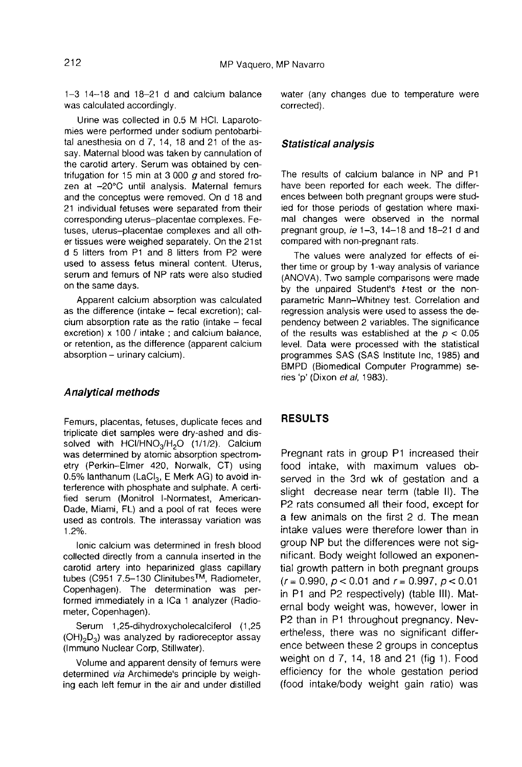1–3 14–18 and 18–21 d and calcium balance was calculated accordingly.

Urine was collected in 0.5 M HCl. Laparotomies were performed under sodium pentobarbital anesthesia on d 7, 14, 18 and 21 of the assay. Maternal blood was taken by cannulation of the carotid artery. Serum was obtained by centrifugation for 15 min at 3 000 *g* and stored frozen at –20°C until analysis. Maternal femurs and the conceptus were removed. On d 18 and 21 individual fetuses were separated from their corresponding uterus–placentae complexes. Fetuses, uterus–placentae complexes and all other tissues were weighed separately. On the 21st d 5 litters from P1 and 8 litters from P2 were used to assess fetus mineral content. Uterus, serum and femurs of NP rats were also studied on the same days.

Apparent calcium absorption was calculated as the difference (intake – fecal excretion); calcium absorption rate as the ratio (intake – fecal excretion) x 100 / intake ; and calcium balance, or retention, as the difference (apparent calcium absorption – urinary calcium).

### *Analytical methods*

Femurs, placentas, fetuses, duplicate feces and triplicate diet samples were dry-ashed and dissolved with $HCl/HNO_3/H_2O$ (1/1/2). Calcium was determined by atomic absorption spectrometry (Perkin-Elmer 420, Norwalk, CT) using 0.5% lanthanum ($LaCl_3$, E Merk AG) to avoid interference with phosphate and sulphate. A certified serum (Monitrol I-Normatest, American-Dade, Miami, FL) and a pool of rat feces were used as controls. The interassay variation was 1.2%.

Ionic calcium was determined in fresh blood collected directly from a cannula inserted in the carotid artery into heparinized glass capillary tubes (C951 7.5–130 Clinitubes™, Radiometer, Copenhagen). The determination was performed immediately in a ICa 1 analyzer (Radiometer, Copenhagen).

Serum 1,25-dihydroxycholecalciferol (1,25 $(OH)_2D_3$) was analyzed by radioreceptor assay (Immuno Nuclear Corp, Stillwater).

Volume and apparent density of femurs were determined *via* Archimede's principle by weighing each left femur in the air and under distilled water (any changes due to temperature were corrected).

### *Statistical analysis*

The results of calcium balance in NP and P1 have been reported for each week. The differences between both pregnant groups were studied for those periods of gestation where maximal changes were observed in the normal pregnant group, *ie* 1–3, 14–18 and 18–21 d and compared with non-pregnant rats.

The values were analyzed for effects of either time or group by 1-way analysis of variance (ANOVA). Two sample comparisons were made by the unpaired Student's *t*-test or the non-parametric Mann-Whitney test. Correlation and regression analysis were used to assess the dependency between 2 variables. The significance of the results was established at the $p < 0.05$ level. Data were processed with the statistical programmes SAS (SAS Institute Inc, 1985) and BMPD (Biomedical Computer Programme) series 'p' (Dixon *et al*, 1983).

## RESULTS

Pregnant rats in group P1 increased their food intake, with maximum values observed in the 3rd wk of gestation and a slight decrease near term (table II). The P2 rats consumed all their food, except for a few animals on the first 2 d. The mean intake values were therefore lower than in group NP but the differences were not significant. Body weight followed an exponential growth pattern in both pregnant groups ($r = 0.990$, $p < 0.01$ and $r = 0.997$, $p < 0.01$ in P1 and P2 respectively) (table III). Maternal body weight was, however, lower in P2 than in P1 throughout pregnancy. Nevertheless, there was no significant difference between these 2 groups in conceptus weight on d 7, 14, 18 and 21 (fig 1). Food efficiency for the whole gestation period (food intake/body weight gain ratio) was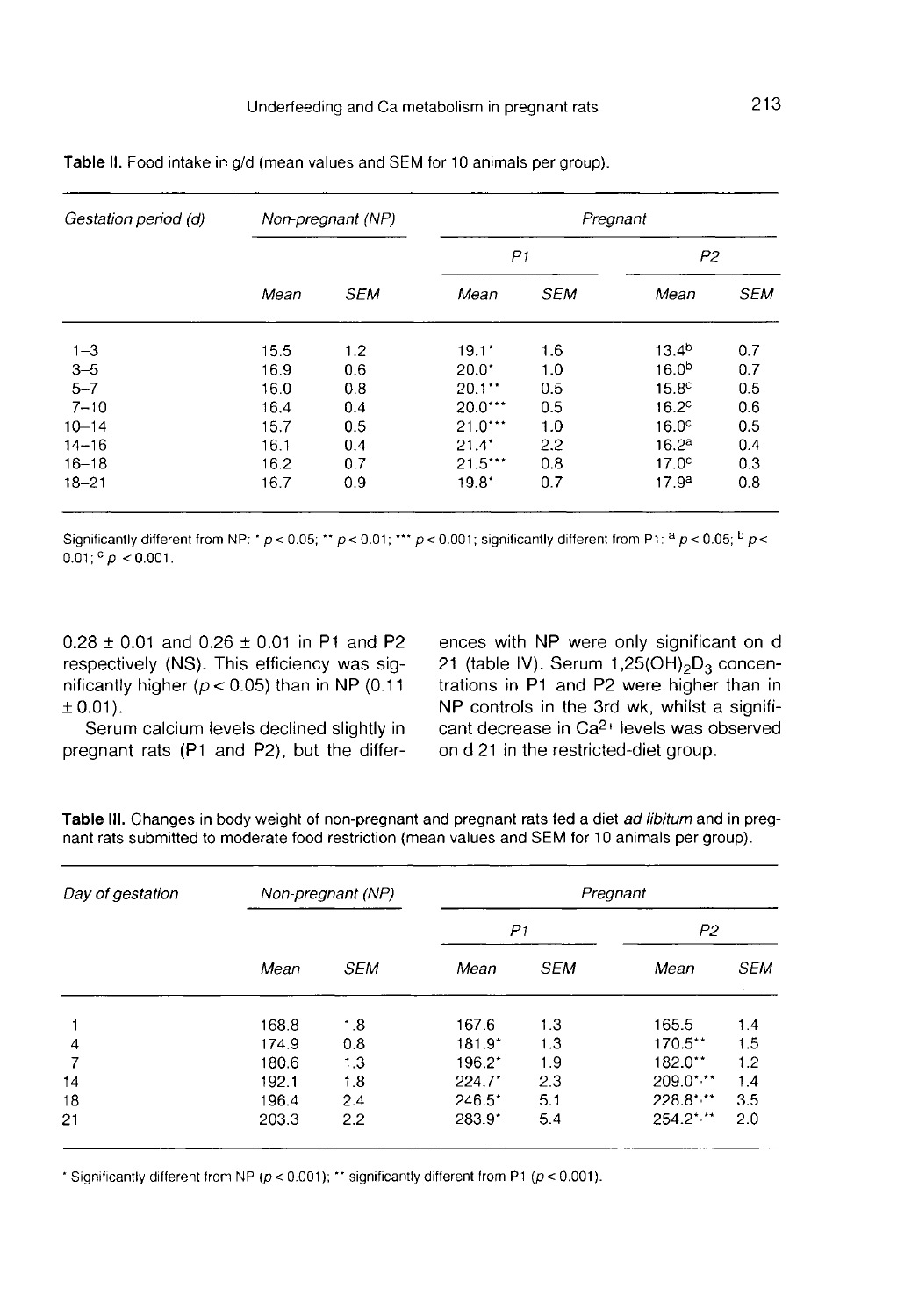**Table II.** Food intake in g/d (mean values and SEM for 10 animals per group).

| Gestation period (d) | Non-pregnant (NP) | | Pregnant | | | |
|---|---|---|---|---|---|---|
| | | | P1 | | P2 | |
| | Mean | SEM | Mean | SEM | Mean | SEM |
| 1–3 | 15.5 | 1.2 | 19.1* | 1.6 | 13.4[b] | 0.7 |
| 3–5 | 16.9 | 0.6 | 20.0* | 1.0 | 16.0[b] | 0.7 |
| 5–7 | 16.0 | 0.8 | 20.1** | 0.5 | 15.8[c] | 0.5 |
| 7–10 | 16.4 | 0.4 | 20.0*** | 0.5 | 16.2[c] | 0.6 |
| 10–14 | 15.7 | 0.5 | 21.0*** | 1.0 | 16.0[c] | 0.5 |
| 14–16 | 16.1 | 0.4 | 21.4* | 2.2 | 16.2[a] | 0.4 |
| 16–18 | 16.2 | 0.7 | 21.5*** | 0.8 | 17.0[c] | 0.3 |
| 18–21 | 16.7 | 0.9 | 19.8* | 0.7 | 17.9[a] | 0.8 |

Significantly different from NP: * $p < 0.05$; ** $p < 0.01$; *** $p < 0.001$; significantly different from P1: [a] $p < 0.05$; [b] $p < 0.01$; [c] $p < 0.001$.

0.28 ± 0.01 and 0.26 ± 0.01 in P1 and P2 respectively (NS). This efficiency was significantly higher ($p < 0.05$) than in NP (0.11 ± 0.01).

Serum calcium levels declined slightly in pregnant rats (P1 and P2), but the differences with NP were only significant on d 21 (table IV). Serum $1,25(OH)_2D_3$ concentrations in P1 and P2 were higher than in NP controls in the 3rd wk, whilst a significant decrease in $Ca^{2+}$ levels was observed on d 21 in the restricted-diet group.

**Table III.** Changes in body weight of non-pregnant and pregnant rats fed a diet *ad libitum* and in pregnant rats submitted to moderate food restriction (mean values and SEM for 10 animals per group).

| Day of gestation | Non-pregnant (NP) | | Pregnant | | | |
|---|---|---|---|---|---|---|
| | | | P1 | | P2 | |
| | Mean | SEM | Mean | SEM | Mean | SEM |
| 1 | 168.8 | 1.8 | 167.6 | 1.3 | 165.5 | 1.4 |
| 4 | 174.9 | 0.8 | 181.9* | 1.3 | 170.5** | 1.5 |
| 7 | 180.6 | 1.3 | 196.2* | 1.9 | 182.0** | 1.2 |
| 14 | 192.1 | 1.8 | 224.7* | 2.3 | 209.0*,** | 1.4 |
| 18 | 196.4 | 2.4 | 246.5* | 5.1 | 228.8*,** | 3.5 |
| 21 | 203.3 | 2.2 | 283.9* | 5.4 | 254.2*,** | 2.0 |

* Significantly different from NP ($p < 0.001$); ** significantly different from P1 ($p < 0.001$).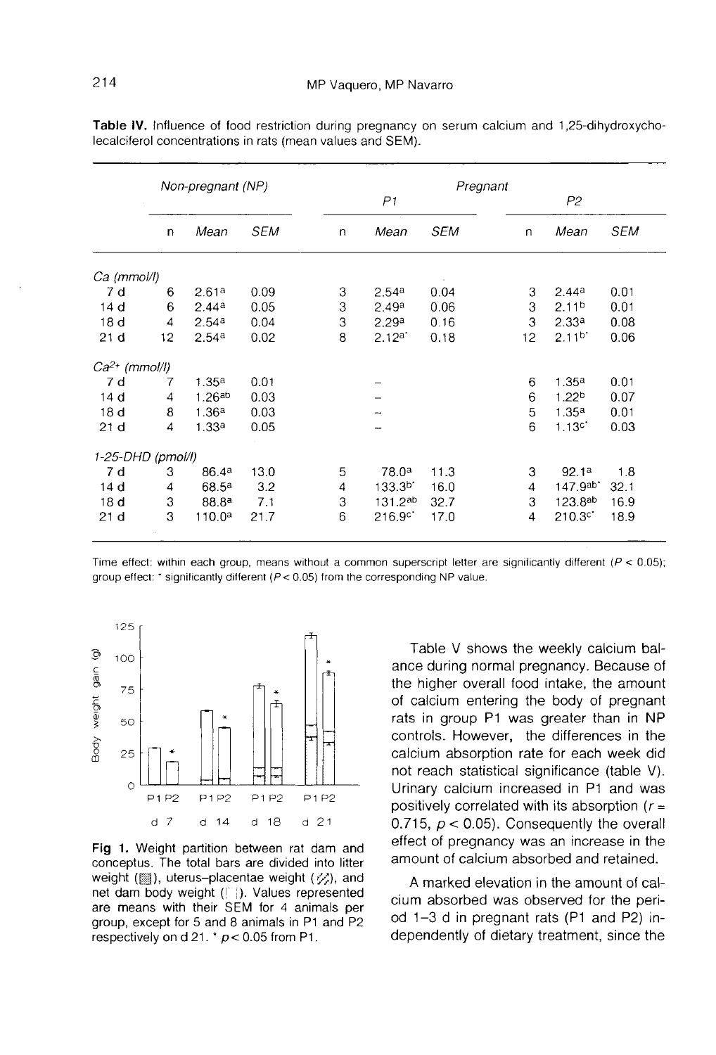**Table IV.** Influence of food restriction during pregnancy on serum calcium and 1,25-dihydroxycholecalciferol concentrations in rats (mean values and SEM).

| | Non-pregnant (NP) | | | Pregnant | | | | | |
|---|---|---|---|---|---|---|---|---|---|
| | | | | P1 | | | P2 | | |
| | n | Mean | SEM | n | Mean | SEM | n | Mean | SEM |
| *Ca (mmol/l)* | | | | | | | | | |
| 7 d | 6 | 2.61[a] | 0.09 | 3 | 2.54[a] | 0.04 | 3 | 2.44[a] | 0.01 |
| 14 d | 6 | 2.44[a] | 0.05 | 3 | 2.49[a] | 0.06 | 3 | 2.11[b] | 0.01 |
| 18 d | 4 | 2.54[a] | 0.04 | 3 | 2.29[a] | 0.16 | 3 | 2.33[a] | 0.08 |
| 21 d | 12 | 2.54[a] | 0.02 | 8 | 2.12[a*] | 0.18 | 12 | 2.11[b*] | 0.06 |
| *$Ca^{2+}$ (mmol/l)* | | | | | | | | | |
| 7 d | 7 | 1.35[a] | 0.01 | | – | | 6 | 1.35[a] | 0.01 |
| 14 d | 4 | 1.26[ab] | 0.03 | | – | | 6 | 1.22[b] | 0.07 |
| 18 d | 8 | 1.36[a] | 0.03 | | – | | 5 | 1.35[a] | 0.01 |
| 21 d | 4 | 1.33[a] | 0.05 | | – | | 6 | 1.13[c*] | 0.03 |
| *1-25-DHD (pmol/l)* | | | | | | | | | |
| 7 d | 3 | 86.4[a] | 13.0 | 5 | 78.0[a] | 11.3 | 3 | 92.1[a] | 1.8 |
| 14 d | 4 | 68.5[a] | 3.2 | 4 | 133.3[b*] | 16.0 | 4 | 147.9[ab*] | 32.1 |
| 18 d | 3 | 88.8[a] | 7.1 | 3 | 131.2[ab] | 32.7 | 3 | 123.8[ab] | 16.9 |
| 21 d | 3 | 110.0[a] | 21.7 | 6 | 216.9[c*] | 17.0 | 4 | 210.3[c*] | 18.9 |

Time effect: within each group, means without a common superscript letter are significantly different ($P < 0.05$); group effect: * significantly different ($P < 0.05$) from the corresponding NP value.

**Fig 1.** Weight partition between rat dam and conceptus. The total bars are divided into litter weight (▩), uterus–placentae weight (▨), and net dam body weight (□). Values represented are means with their SEM for 4 animals per group, except for 5 and 8 animals in P1 and P2 respectively on d 21. * $p < 0.05$ from P1.

Table V shows the weekly calcium balance during normal pregnancy. Because of the higher overall food intake, the amount of calcium entering the body of pregnant rats in group P1 was greater than in NP controls. However, the differences in the calcium absorption rate for each week did not reach statistical significance (table V). Urinary calcium increased in P1 and was positively correlated with its absorption ($r = 0.715$, $p < 0.05$). Consequently the overall effect of pregnancy was an increase in the amount of calcium absorbed and retained.

A marked elevation in the amount of calcium absorbed was observed for the period 1–3 d in pregnant rats (P1 and P2) independently of dietary treatment, since the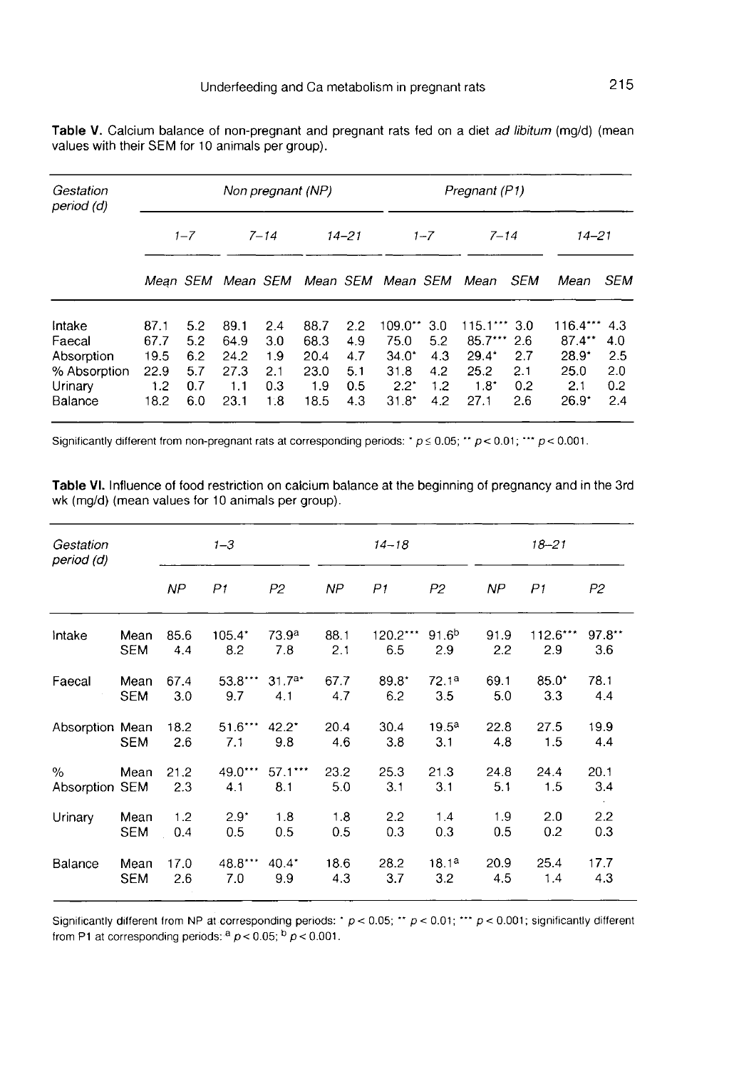**Table V.** Calcium balance of non-pregnant and pregnant rats fed on a diet *ad libitum* (mg/d) (mean values with their SEM for 10 animals per group).

| Gestation period (d) | Non pregnant (NP) | | | | | | Pregnant (P1) | | | | | |
|---|---|---|---|---|---|---|---|---|---|---|---|---|
| | 1–7 | | 7–14 | | 14–21 | | 1–7 | | 7–14 | | 14–21 | |
| | Mean | SEM | Mean | SEM | Mean | SEM | Mean | SEM | Mean | SEM | Mean | SEM |
| Intake | 87.1 | 5.2 | 89.1 | 2.4 | 88.7 | 2.2 | 109.0** | 3.0 | 115.1*** | 3.0 | 116.4*** | 4.3 |
| Faecal | 67.7 | 5.2 | 64.9 | 3.0 | 68.3 | 4.9 | 75.0 | 5.2 | 85.7*** | 2.6 | 87.4** | 4.0 |
| Absorption | 19.5 | 6.2 | 24.2 | 1.9 | 20.4 | 4.7 | 34.0* | 4.3 | 29.4* | 2.7 | 28.9* | 2.5 |
| % Absorption | 22.9 | 5.7 | 27.3 | 2.1 | 23.0 | 5.1 | 31.8 | 4.2 | 25.2 | 2.1 | 25.0 | 2.0 |
| Urinary | 1.2 | 0.7 | 1.1 | 0.3 | 1.9 | 0.5 | 2.2* | 1.2 | 1.8* | 0.2 | 2.1 | 0.2 |
| Balance | 18.2 | 6.0 | 23.1 | 1.8 | 18.5 | 4.3 | 31.8* | 4.2 | 27.1 | 2.6 | 26.9* | 2.4 |

Significantly different from non-pregnant rats at corresponding periods: * $p \leq 0.05$; ** $p < 0.01$; *** $p < 0.001$.

**Table VI.** Influence of food restriction on calcium balance at the beginning of pregnancy and in the 3rd wk (mg/d) (mean values for 10 animals per group).

| Gestation period (d) | | 1–3 | | | 14–18 | | | 18–21 | | |
|---|---|---|---|---|---|---|---|---|---|---|
| | | NP | P1 | P2 | NP | P1 | P2 | NP | P1 | P2 |
| Intake | Mean | 85.6 | 105.4* | 73.9[a] | 88.1 | 120.2*** | 91.6[b] | 91.9 | 112.6*** | 97.8** |
| | SEM | 4.4 | 8.2 | 7.8 | 2.1 | 6.5 | 2.9 | 2.2 | 2.9 | 3.6 |
| Faecal | Mean | 67.4 | 53.8*** | 31.7[a]* | 67.7 | 89.8* | 72.1[a] | 69.1 | 85.0* | 78.1 |
| | SEM | 3.0 | 9.7 | 4.1 | 4.7 | 6.2 | 3.5 | 5.0 | 3.3 | 4.4 |
| Absorption | Mean | 18.2 | 51.6*** | 42.2* | 20.4 | 30.4 | 19.5[a] | 22.8 | 27.5 | 19.9 |
| | SEM | 2.6 | 7.1 | 9.8 | 4.6 | 3.8 | 3.1 | 4.8 | 1.5 | 4.4 |
| % Absorption | Mean | 21.2 | 49.0*** | 57.1*** | 23.2 | 25.3 | 21.3 | 24.8 | 24.4 | 20.1 |
| | SEM | 2.3 | 4.1 | 8.1 | 5.0 | 3.1 | 3.1 | 5.1 | 1.5 | 3.4 |
| Urinary | Mean | 1.2 | 2.9* | 1.8 | 1.8 | 2.2 | 1.4 | 1.9 | 2.0 | 2.2 |
| | SEM | 0.4 | 0.5 | 0.5 | 0.5 | 0.3 | 0.3 | 0.5 | 0.2 | 0.3 |
| Balance | Mean | 17.0 | 48.8*** | 40.4* | 18.6 | 28.2 | 18.1[a] | 20.9 | 25.4 | 17.7 |
| | SEM | 2.6 | 7.0 | 9.9 | 4.3 | 3.7 | 3.2 | 4.5 | 1.4 | 4.3 |

Significantly different from NP at corresponding periods: * $p < 0.05$; ** $p < 0.01$; *** $p < 0.001$; significantly different from P1 at corresponding periods: [a] $p < 0.05$; [b] $p < 0.001$.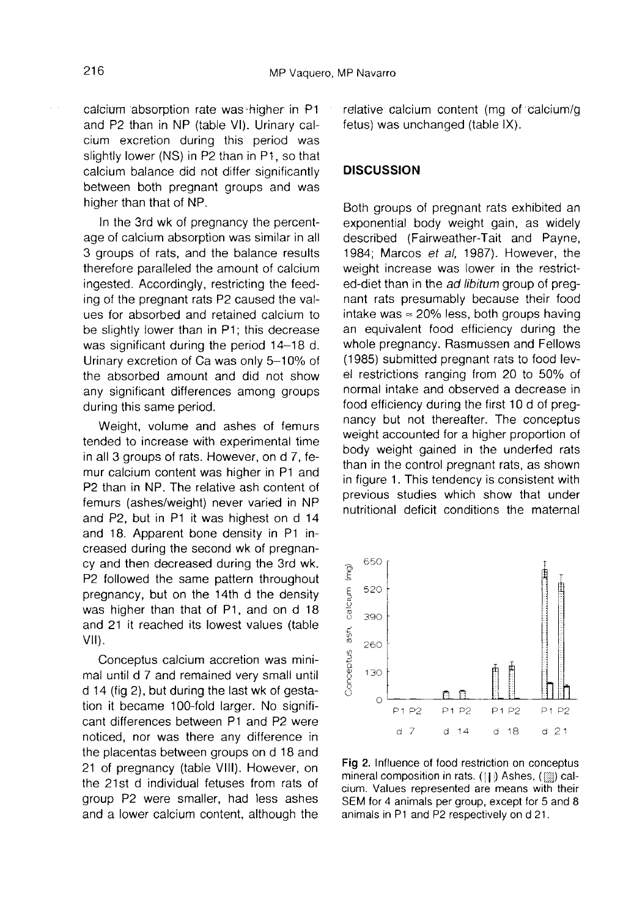calcium absorption rate was higher in P1 and P2 than in NP (table VI). Urinary calcium excretion during this period was slightly lower (NS) in P2 than in P1, so that calcium balance did not differ significantly between both pregnant groups and was higher than that of NP.

In the 3rd wk of pregnancy the percentage of calcium absorption was similar in all 3 groups of rats, and the balance results therefore paralleled the amount of calcium ingested. Accordingly, restricting the feeding of the pregnant rats P2 caused the values for absorbed and retained calcium to be slightly lower than in P1; this decrease was significant during the period 14–18 d. Urinary excretion of Ca was only 5–10% of the absorbed amount and did not show any significant differences among groups during this same period.

Weight, volume and ashes of femurs tended to increase with experimental time in all 3 groups of rats. However, on d 7, femur calcium content was higher in P1 and P2 than in NP. The relative ash content of femurs (ashes/weight) never varied in NP and P2, but in P1 it was highest on d 14 and 18. Apparent bone density in P1 increased during the second wk of pregnancy and then decreased during the 3rd wk. P2 followed the same pattern throughout pregnancy, but on the 14th d the density was higher than that of P1, and on d 18 and 21 it reached its lowest values (table VII).

Conceptus calcium accretion was minimal until d 7 and remained very small until d 14 (fig 2), but during the last wk of gestation it became 100-fold larger. No significant differences between P1 and P2 were noticed, nor was there any difference in the placentas between groups on d 18 and 21 of pregnancy (table VIII). However, on the 21st d individual fetuses from rats of group P2 were smaller, had less ashes and a lower calcium content, although the relative calcium content (mg of calcium/g fetus) was unchanged (table IX).

## DISCUSSION

Both groups of pregnant rats exhibited an exponential body weight gain, as widely described (Fairweather-Tait and Payne, 1984; Marcos *et al*, 1987). However, the weight increase was lower in the restricted-diet than in the *ad libitum* group of pregnant rats presumably because their food intake was ≈ 20% less, both groups having an equivalent food efficiency during the whole pregnancy. Rasmussen and Fellows (1985) submitted pregnant rats to food level restrictions ranging from 20 to 50% of normal intake and observed a decrease in food efficiency during the first 10 d of pregnancy but not thereafter. The conceptus weight accounted for a higher proportion of body weight gained in the underfed rats than in the control pregnant rats, as shown in figure 1. This tendency is consistent with previous studies which show that under nutritional deficit conditions the maternal

**Fig 2.** Influence of food restriction on conceptus mineral composition in rats. (□) Ashes, (▒) calcium. Values represented are means with their SEM for 4 animals per group, except for 5 and 8 animals in P1 and P2 respectively on d 21.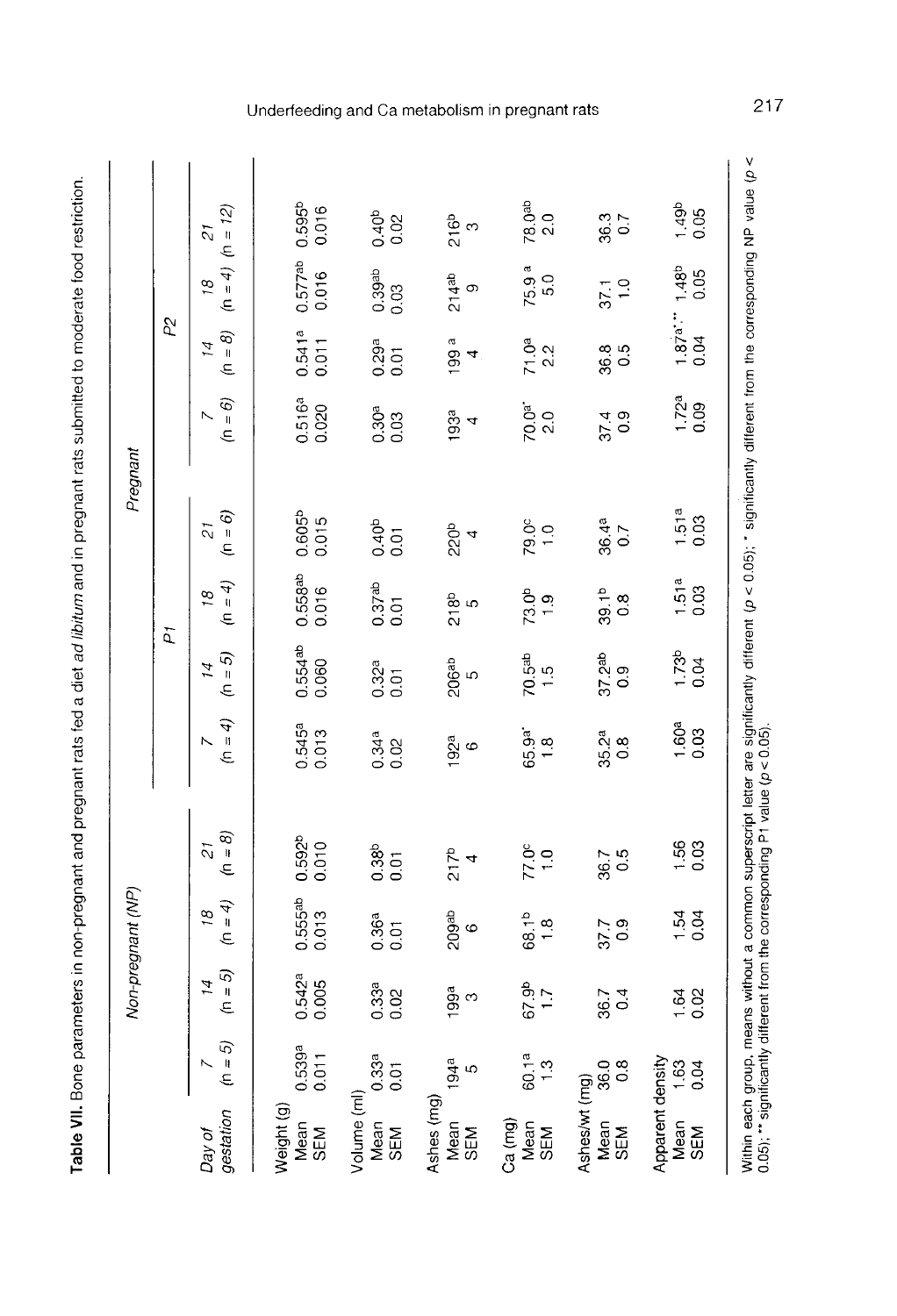**Table VII.** Bone parameters in non-pregnant and pregnant rats fed a diet *ad libitum* and in pregnant rats submitted to moderate food restriction.

| | Non-pregnant (NP) | | | | Pregnant | | | | | | | |
|---|---|---|---|---|---|---|---|---|---|---|---|---|
| | | | | | P1 | | | | P2 | | | |
| Day of gestation | 7 (n = 5) | 14 (n = 5) | 18 (n = 4) | 21 (n = 8) | 7 (n = 4) | 14 (n = 5) | 18 (n = 4) | 21 (n = 6) | 7 (n = 6) | 14 (n = 8) | 18 (n = 4) | 21 (n = 12) |
| **Weight (g)** | | | | | | | | | | | | |
| Mean | 0.539[a] | 0.542[a] | 0.555[ab] | 0.592[b] | 0.545[a] | 0.554[ab] | 0.558[ab] | 0.605[b] | 0.516[a] | 0.541[a] | 0.577[ab] | 0.595[b] |
| SEM | 0.011 | 0.005 | 0.013 | 0.010 | 0.013 | 0.060 | 0.016 | 0.015 | 0.020 | 0.011 | 0.016 | 0.016 |
| **Volume (ml)** | | | | | | | | | | | | |
| Mean | 0.33[a] | 0.33[a] | 0.36[a] | 0.38[b] | 0.34[a] | 0.32[a] | 0.37[ab] | 0.40[b] | 0.30[a] | 0.29[a] | 0.39[ab] | 0.40[b] |
| SEM | 0.01 | 0.02 | 0.01 | 0.01 | 0.02 | 0.01 | 0.01 | 0.01 | 0.03 | 0.01 | 0.03 | 0.02 |
| **Ashes (mg)** | | | | | | | | | | | | |
| Mean | 194[a] | 199[a] | 209[ab] | 217[b] | 192[a] | 206[ab] | 218[b] | 220[b] | 193[a] | 199[a] | 214[ab] | 216[b] |
| SEM | 5 | 3 | 6 | 4 | 6 | 5 | 5 | 4 | 4 | 4 | 9 | 3 |
| **Ca (mg)** | | | | | | | | | | | | |
| Mean | 60.1[a] | 67.9[b] | 68.1[b] | 77.0[c] | 65.9[a*] | 70.5[ab] | 73.0[b] | 79.0[c] | 70.0[a*] | 71.0[a] | 75.9[a] | 78.0[ab] |
| SEM | 1.3 | 1.7 | 1.8 | 1.0 | 1.8 | 1.5 | 1.9 | 1.0 | 2.0 | 2.2 | 5.0 | 2.0 |
| **Ashes/wt (mg)** | | | | | | | | | | | | |
| Mean | 36.0 | 36.7 | 37.7 | 36.7 | 35.2[a] | 37.2[ab] | 39.1[b] | 36.4[a] | 37.4 | 36.8 | 37.1 | 36.3 |
| SEM | 0.8 | 0.4 | 0.9 | 0.5 | 0.8 | 0.9 | 0.8 | 0.7 | 0.9 | 0.5 | 1.0 | 0.7 |
| **Apparent density** | | | | | | | | | | | | |
| Mean | 1.63 | 1.64 | 1.54 | 1.56 | 1.60[a] | 1.73[b] | 1.51[a] | 1.51[a] | 1.72[a] | 1.87[a*,**] | 1.48[b] | 1.49[b] |
| SEM | 0.04 | 0.02 | 0.04 | 0.03 | 0.03 | 0.04 | 0.03 | 0.03 | 0.09 | 0.04 | 0.05 | 0.05 |

Within each group, means without a common superscript letter are significantly different ($p < 0.05$); * significantly different from the corresponding NP value ($p < 0.05$); ** significantly different from the corresponding P1 value ($p < 0.05$).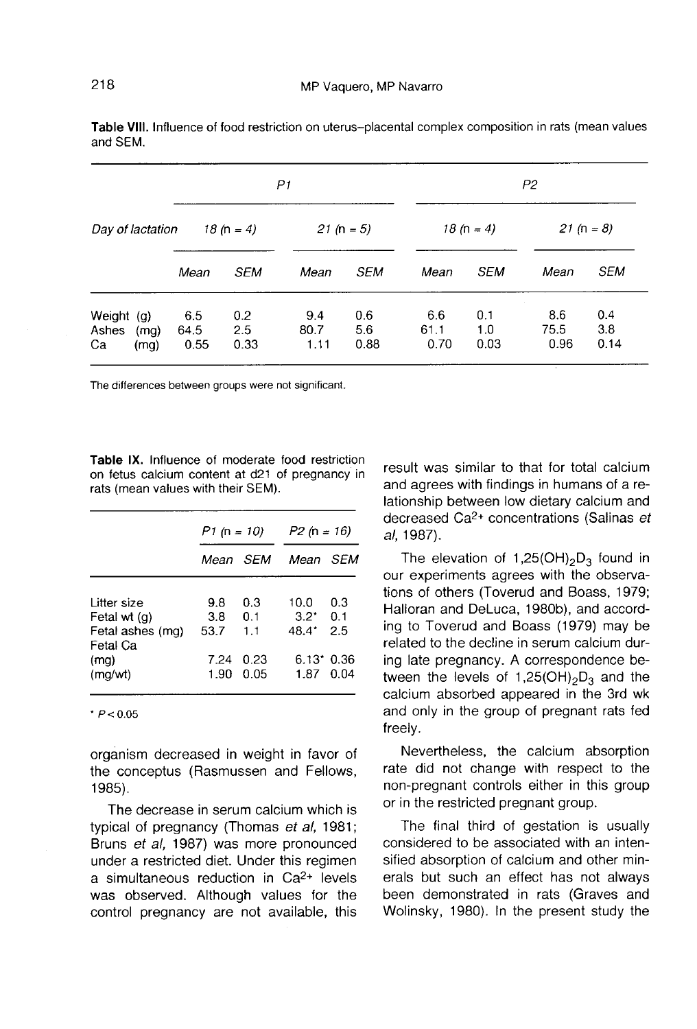**Table VIII.** Influence of food restriction on uterus–placental complex composition in rats (mean values and SEM.

| | P1 | | | | P2 | | | |
|---|---|---|---|---|---|---|---|---|
| Day of lactation | 18 (n = 4) | | 21 (n = 5) | | 18 (n = 4) | | 21 (n = 8) | |
| | Mean | SEM | Mean | SEM | Mean | SEM | Mean | SEM |
| Weight (g) | 6.5 | 0.2 | 9.4 | 0.6 | 6.6 | 0.1 | 8.6 | 0.4 |
| Ashes (mg) | 64.5 | 2.5 | 80.7 | 5.6 | 61.1 | 1.0 | 75.5 | 3.8 |
| Ca (mg) | 0.55 | 0.33 | 1.11 | 0.88 | 0.70 | 0.03 | 0.96 | 0.14 |

The differences between groups were not significant.

**Table IX.** Influence of moderate food restriction on fetus calcium content at d21 of pregnancy in rats (mean values with their SEM).

| | P1 (n = 10) | | P2 (n = 16) | |
|---|---|---|---|---|
| | Mean | SEM | Mean | SEM |
| Litter size | 9.8 | 0.3 | 10.0 | 0.3 |
| Fetal wt (g) | 3.8 | 0.1 | 3.2* | 0.1 |
| Fetal ashes (mg) | 53.7 | 1.1 | 48.4* | 2.5 |
| Fetal Ca | | | | |
| (mg) | 7.24 | 0.23 | 6.13* | 0.36 |
| (mg/wt) | 1.90 | 0.05 | 1.87 | 0.04 |

* $P < 0.05$

organism decreased in weight in favor of the conceptus (Rasmussen and Fellows, 1985).

The decrease in serum calcium which is typical of pregnancy (Thomas *et al*, 1981; Bruns *et al*, 1987) was more pronounced under a restricted diet. Under this regimen a simultaneous reduction in $Ca^{2+}$ levels was observed. Although values for the control pregnancy are not available, this result was similar to that for total calcium and agrees with findings in humans of a relationship between low dietary calcium and decreased $Ca^{2+}$ concentrations (Salinas *et al*, 1987).

The elevation of $1,25(OH)_2D_3$ found in our experiments agrees with the observations of others (Toverud and Boass, 1979; Halloran and DeLuca, 1980b), and according to Toverud and Boass (1979) may be related to the decline in serum calcium during late pregnancy. A correspondence between the levels of $1,25(OH)_2D_3$ and the calcium absorbed appeared in the 3rd wk and only in the group of pregnant rats fed freely.

Nevertheless, the calcium absorption rate did not change with respect to the non-pregnant controls either in this group or in the restricted pregnant group.

The final third of gestation is usually considered to be associated with an intensified absorption of calcium and other minerals but such an effect has not always been demonstrated in rats (Graves and Wolinsky, 1980). In the present study the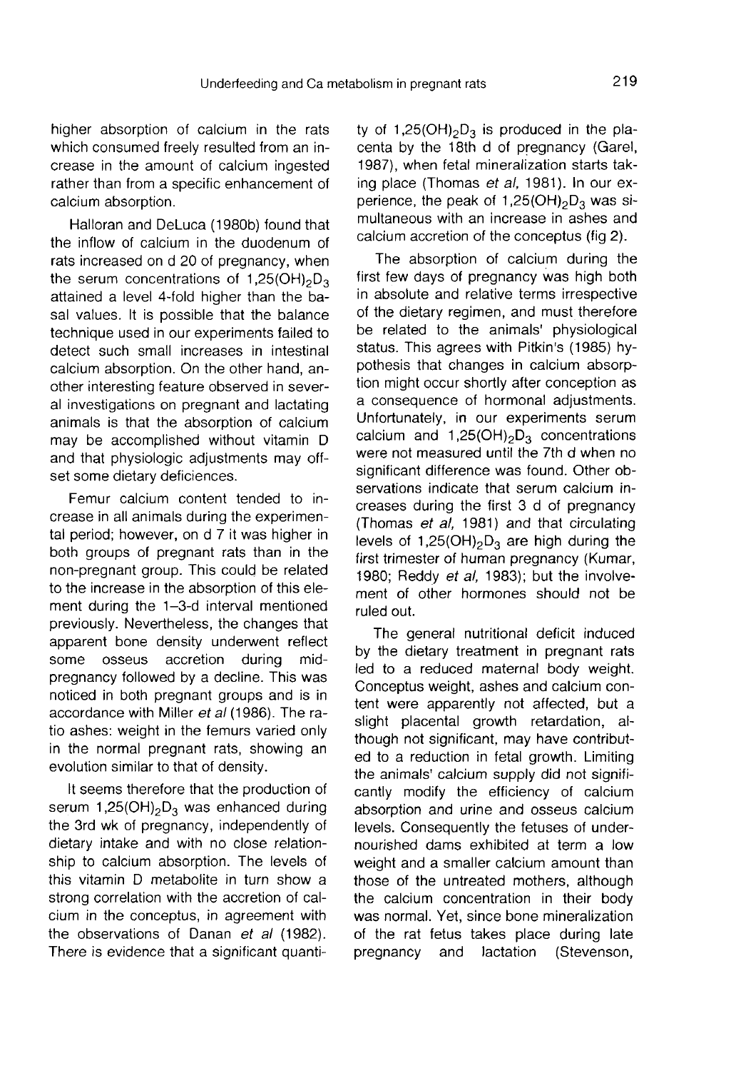higher absorption of calcium in the rats which consumed freely resulted from an increase in the amount of calcium ingested rather than from a specific enhancement of calcium absorption.

Halloran and DeLuca (1980b) found that the inflow of calcium in the duodenum of rats increased on d 20 of pregnancy, when the serum concentrations of $1,25(OH)_2D_3$ attained a level 4-fold higher than the basal values. It is possible that the balance technique used in our experiments failed to detect such small increases in intestinal calcium absorption. On the other hand, another interesting feature observed in several investigations on pregnant and lactating animals is that the absorption of calcium may be accomplished without vitamin D and that physiologic adjustments may offset some dietary deficiences.

Femur calcium content tended to increase in all animals during the experimental period; however, on d 7 it was higher in both groups of pregnant rats than in the non-pregnant group. This could be related to the increase in the absorption of this element during the 1–3-d interval mentioned previously. Nevertheless, the changes that apparent bone density underwent reflect some osseus accretion during mid-pregnancy followed by a decline. This was noticed in both pregnant groups and is in accordance with Miller *et al* (1986). The ratio ashes: weight in the femurs varied only in the normal pregnant rats, showing an evolution similar to that of density.

It seems therefore that the production of serum $1,25(OH)_2D_3$ was enhanced during the 3rd wk of pregnancy, independently of dietary intake and with no close relationship to calcium absorption. The levels of this vitamin D metabolite in turn show a strong correlation with the accretion of calcium in the conceptus, in agreement with the observations of Danan *et al* (1982). There is evidence that a significant quantity of $1,25(OH)_2D_3$ is produced in the placenta by the 18th d of pregnancy (Garel, 1987), when fetal mineralization starts taking place (Thomas *et al*, 1981). In our experience, the peak of $1,25(OH)_2D_3$ was simultaneous with an increase in ashes and calcium accretion of the conceptus (fig 2).

The absorption of calcium during the first few days of pregnancy was high both in absolute and relative terms irrespective of the dietary regimen, and must therefore be related to the animals' physiological status. This agrees with Pitkin's (1985) hypothesis that changes in calcium absorption might occur shortly after conception as a consequence of hormonal adjustments. Unfortunately, in our experiments serum calcium and $1,25(OH)_2D_3$ concentrations were not measured until the 7th d when no significant difference was found. Other observations indicate that serum calcium increases during the first 3 d of pregnancy (Thomas *et al*, 1981) and that circulating levels of $1,25(OH)_2D_3$ are high during the first trimester of human pregnancy (Kumar, 1980; Reddy *et al*, 1983); but the involvement of other hormones should not be ruled out.

The general nutritional deficit induced by the dietary treatment in pregnant rats led to a reduced maternal body weight. Conceptus weight, ashes and calcium content were apparently not affected, but a slight placental growth retardation, although not significant, may have contributed to a reduction in fetal growth. Limiting the animals' calcium supply did not significantly modify the efficiency of calcium absorption and urine and osseus calcium levels. Consequently the fetuses of undernourished dams exhibited at term a low weight and a smaller calcium amount than those of the untreated mothers, although the calcium concentration in their body was normal. Yet, since bone mineralization of the rat fetus takes place during late pregnancy and lactation (Stevenson,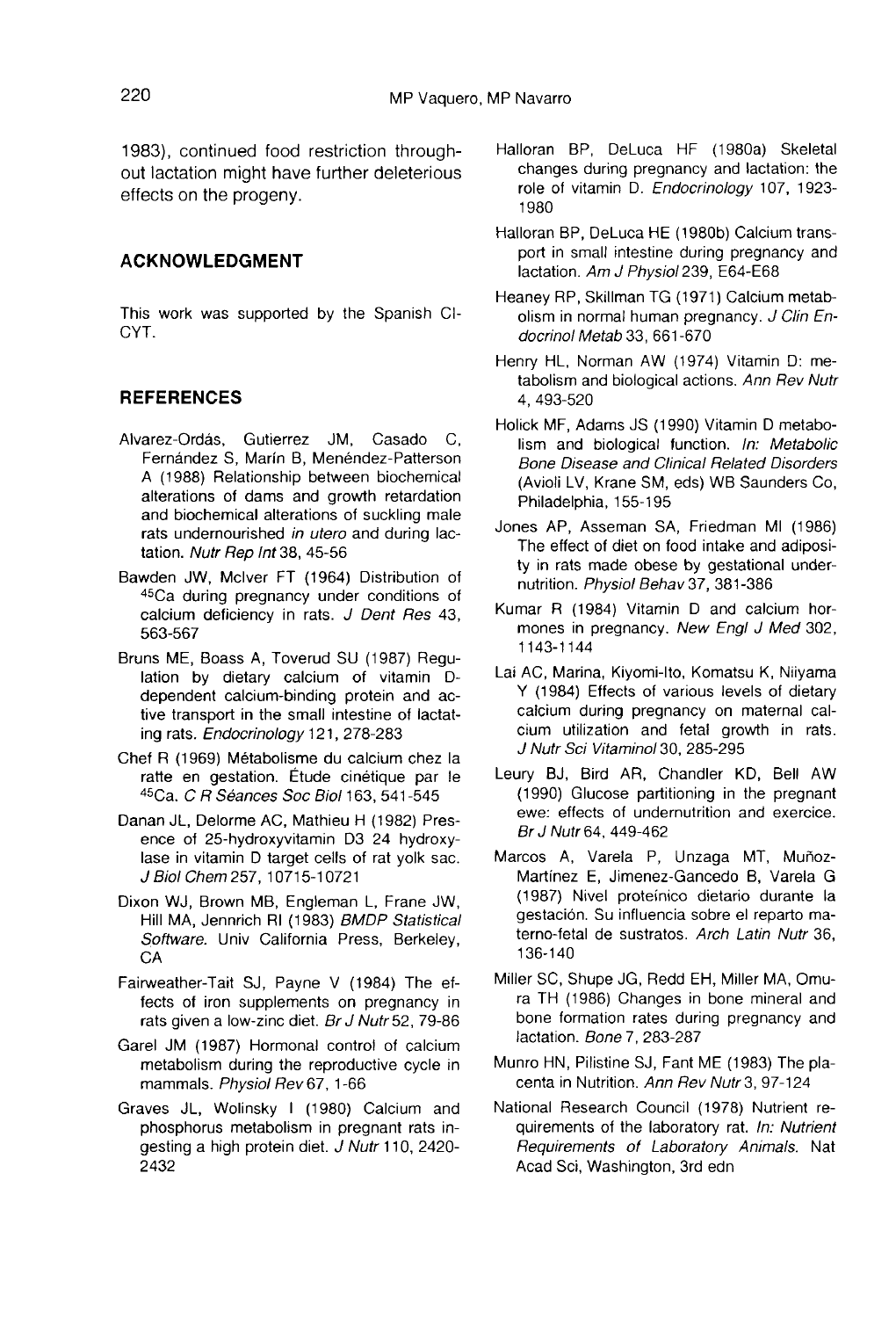1983), continued food restriction throughout lactation might have further deleterious effects on the progeny.

## ACKNOWLEDGMENT

This work was supported by the Spanish CICYT.

## REFERENCES

Alvarez-Ordás, Gutierrez JM, Casado C, Fernández S, Marín B, Menéndez-Patterson A (1988) Relationship between biochemical alterations of dams and growth retardation and biochemical alterations of suckling male rats undernourished *in utero* and during lactation. *Nutr Rep Int* 38, 45-56

Bawden JW, McIver FT (1964) Distribution of $^{45}$Ca during pregnancy under conditions of calcium deficiency in rats. *J Dent Res* 43, 563-567

Bruns ME, Boass A, Toverud SU (1987) Regulation by dietary calcium of vitamin D-dependent calcium-binding protein and active transport in the small intestine of lactating rats. *Endocrinology* 121, 278-283

Chef R (1969) Métabolisme du calcium chez la ratte en gestation. Étude cinétique par le $^{45}$Ca. *C R Séances Soc Biol* 163, 541-545

Danan JL, Delorme AC, Mathieu H (1982) Presence of 25-hydroxyvitamin D3 24 hydroxylase in vitamin D target cells of rat yolk sac. *J Biol Chem* 257, 10715-10721

Dixon WJ, Brown MB, Engleman L, Frane JW, Hill MA, Jennrich RI (1983) *BMDP Statistical Software.* Univ California Press, Berkeley, CA

Fairweather-Tait SJ, Payne V (1984) The effects of iron supplements on pregnancy in rats given a low-zinc diet. *Br J Nutr* 52, 79-86

Garel JM (1987) Hormonal control of calcium metabolism during the reproductive cycle in mammals. *Physiol Rev* 67, 1-66

Graves JL, Wolinsky I (1980) Calcium and phosphorus metabolism in pregnant rats ingesting a high protein diet. *J Nutr* 110, 2420-2432

Halloran BP, DeLuca HF (1980a) Skeletal changes during pregnancy and lactation: the role of vitamin D. *Endocrinology* 107, 1923-1980

Halloran BP, DeLuca HE (1980b) Calcium transport in small intestine during pregnancy and lactation. *Am J Physiol* 239, E64-E68

Heaney RP, Skillman TG (1971) Calcium metabolism in normal human pregnancy. *J Clin Endocrinol Metab* 33, 661-670

Henry HL, Norman AW (1974) Vitamin D: metabolism and biological actions. *Ann Rev Nutr* 4, 493-520

Holick MF, Adams JS (1990) Vitamin D metabolism and biological function. *In: Metabolic Bone Disease and Clinical Related Disorders* (Avioli LV, Krane SM, eds) WB Saunders Co, Philadelphia, 155-195

Jones AP, Asseman SA, Friedman MI (1986) The effect of diet on food intake and adiposity in rats made obese by gestational undernutrition. *Physiol Behav* 37, 381-386

Kumar R (1984) Vitamin D and calcium hormones in pregnancy. *New Engl J Med* 302, 1143-1144

Lai AC, Marina, Kiyomi-Ito, Komatsu K, Niiyama Y (1984) Effects of various levels of dietary calcium during pregnancy on maternal calcium utilization and fetal growth in rats. *J Nutr Sci Vitaminol* 30, 285-295

Leury BJ, Bird AR, Chandler KD, Bell AW (1990) Glucose partitioning in the pregnant ewe: effects of undernutrition and exercice. *Br J Nutr* 64, 449-462

Marcos A, Varela P, Unzaga MT, Muñoz-Martínez E, Jimenez-Gancedo B, Varela G (1987) Nivel proteínico dietario durante la gestación. Su influencia sobre el reparto materno-fetal de sustratos. *Arch Latin Nutr* 36, 136-140

Miller SC, Shupe JG, Redd EH, Miller MA, Omura TH (1986) Changes in bone mineral and bone formation rates during pregnancy and lactation. *Bone* 7, 283-287

Munro HN, Pilistine SJ, Fant ME (1983) The placenta in Nutrition. *Ann Rev Nutr* 3, 97-124

National Research Council (1978) Nutrient requirements of the laboratory rat. *In: Nutrient Requirements of Laboratory Animals.* Nat Acad Sci, Washington, 3rd edn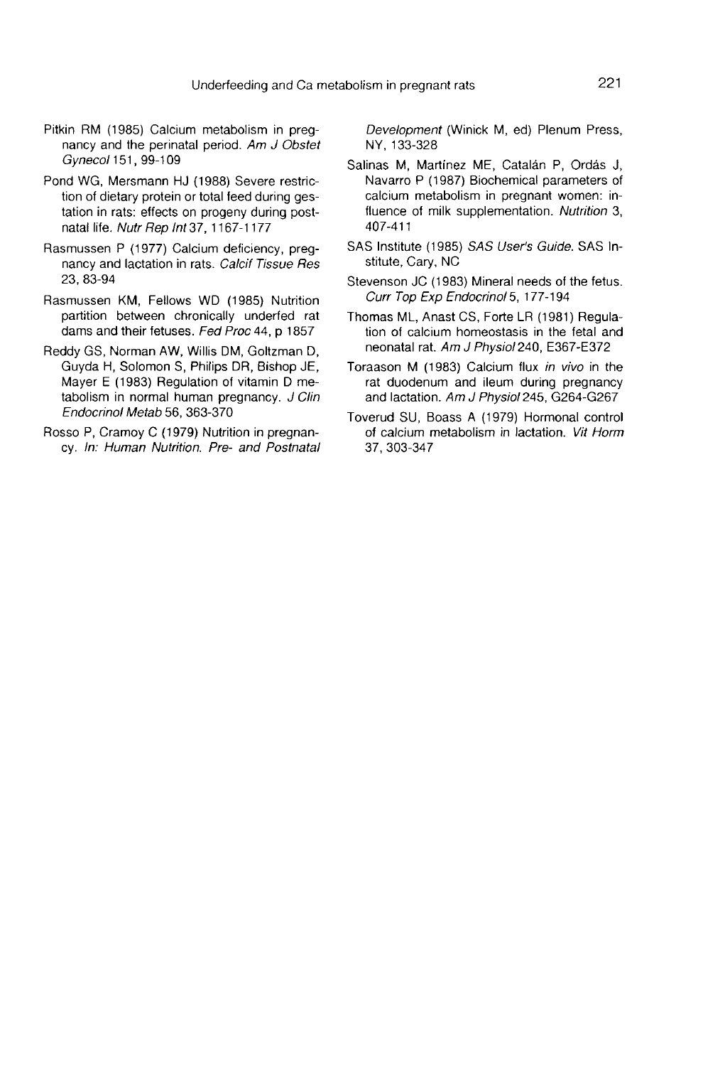Pitkin RM (1985) Calcium metabolism in pregnancy and the perinatal period. *Am J Obstet Gynecol* 151, 99-109

Pond WG, Mersmann HJ (1988) Severe restriction of dietary protein or total feed during gestation in rats: effects on progeny during postnatal life. *Nutr Rep Int* 37, 1167-1177

Rasmussen P (1977) Calcium deficiency, pregnancy and lactation in rats. *Calcif Tissue Res* 23, 83-94

Rasmussen KM, Fellows WD (1985) Nutrition partition between chronically underfed rat dams and their fetuses. *Fed Proc* 44, p 1857

Reddy GS, Norman AW, Willis DM, Goltzman D, Guyda H, Solomon S, Philips DR, Bishop JE, Mayer E (1983) Regulation of vitamin D metabolism in normal human pregnancy. *J Clin Endocrinol Metab* 56, 363-370

Rosso P, Cramoy C (1979) Nutrition in pregnancy. *In: Human Nutrition. Pre- and Postnatal Development* (Winick M, ed) Plenum Press, NY, 133-328

Salinas M, Martínez ME, Catalán P, Ordás J, Navarro P (1987) Biochemical parameters of calcium metabolism in pregnant women: influence of milk supplementation. *Nutrition* 3, 407-411

SAS Institute (1985) *SAS User's Guide*. SAS Institute, Cary, NC

Stevenson JC (1983) Mineral needs of the fetus. *Curr Top Exp Endocrinol* 5, 177-194

Thomas ML, Anast CS, Forte LR (1981) Regulation of calcium homeostasis in the fetal and neonatal rat. *Am J Physiol* 240, E367-E372

Toraason M (1983) Calcium flux *in vivo* in the rat duodenum and ileum during pregnancy and lactation. *Am J Physiol* 245, G264-G267

Toverud SU, Boass A (1979) Hormonal control of calcium metabolism in lactation. *Vit Horm* 37, 303-347